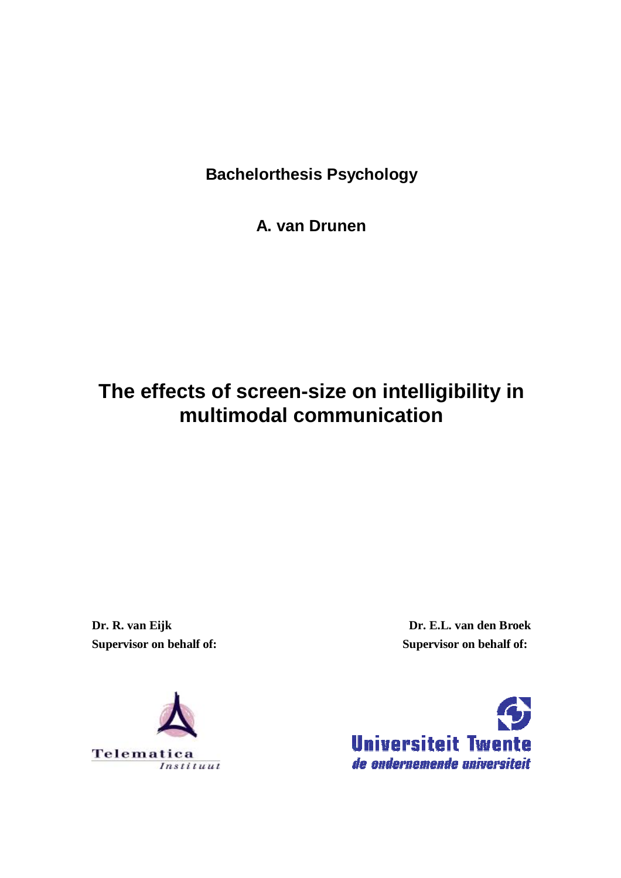**Bachelorthesis Psychology**

**A. van Drunen**

# The effects of screen-size on intelligibility in multimodal communication

**Dr. R. van Eijk**
**Supervisor on behalf of:**

Telematica
*Instituut*

**Dr. E.L. van den Broek**
**Supervisor on behalf of:**

Universiteit Twente
*de ondernemende universiteit*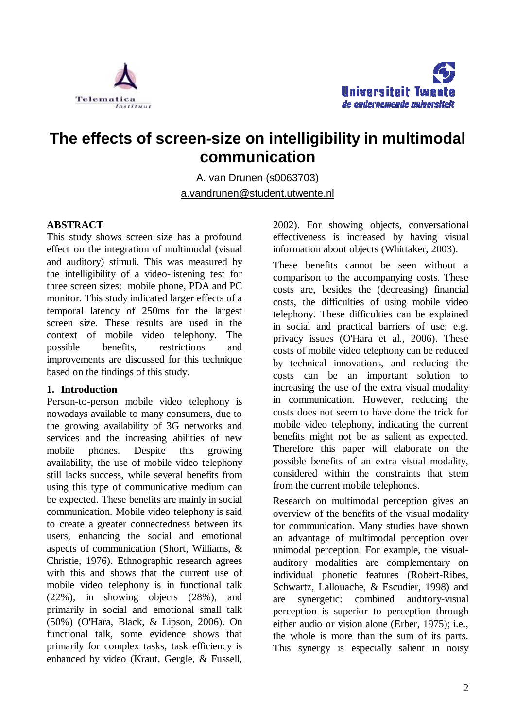# The effects of screen-size on intelligibility in multimodal communication

A. van Drunen (s0063703)
a.vandrunen@student.utwente.nl

## ABSTRACT

This study shows screen size has a profound effect on the integration of multimodal (visual and auditory) stimuli. This was measured by the intelligibility of a video-listening test for three screen sizes: mobile phone, PDA and PC monitor. This study indicated larger effects of a temporal latency of 250ms for the largest screen size. These results are used in the context of mobile video telephony. The possible benefits, restrictions and improvements are discussed for this technique based on the findings of this study.

## 1. Introduction

Person-to-person mobile video telephony is nowadays available to many consumers, due to the growing availability of 3G networks and services and the increasing abilities of new mobile phones. Despite this growing availability, the use of mobile video telephony still lacks success, while several benefits from using this type of communicative medium can be expected. These benefits are mainly in social communication. Mobile video telephony is said to create a greater connectedness between its users, enhancing the social and emotional aspects of communication (Short, Williams, & Christie, 1976). Ethnographic research agrees with this and shows that the current use of mobile video telephony is in functional talk (22%), in showing objects (28%), and primarily in social and emotional small talk (50%) (O'Hara, Black, & Lipson, 2006). On functional talk, some evidence shows that primarily for complex tasks, task efficiency is enhanced by video (Kraut, Gergle, & Fussell, 2002). For showing objects, conversational effectiveness is increased by having visual information about objects (Whittaker, 2003).

These benefits cannot be seen without a comparison to the accompanying costs. These costs are, besides the (decreasing) financial costs, the difficulties of using mobile video telephony. These difficulties can be explained in social and practical barriers of use; e.g. privacy issues (O'Hara et al., 2006). These costs of mobile video telephony can be reduced by technical innovations, and reducing the costs can be an important solution to increasing the use of the extra visual modality in communication. However, reducing the costs does not seem to have done the trick for mobile video telephony, indicating the current benefits might not be as salient as expected. Therefore this paper will elaborate on the possible benefits of an extra visual modality, considered within the constraints that stem from the current mobile telephones.

Research on multimodal perception gives an overview of the benefits of the visual modality for communication. Many studies have shown an advantage of multimodal perception over unimodal perception. For example, the visual-auditory modalities are complementary on individual phonetic features (Robert-Ribes, Schwartz, Lallouache, & Escudier, 1998) and are synergetic: combined auditory-visual perception is superior to perception through either audio or vision alone (Erber, 1975); i.e., the whole is more than the sum of its parts. This synergy is especially salient in noisy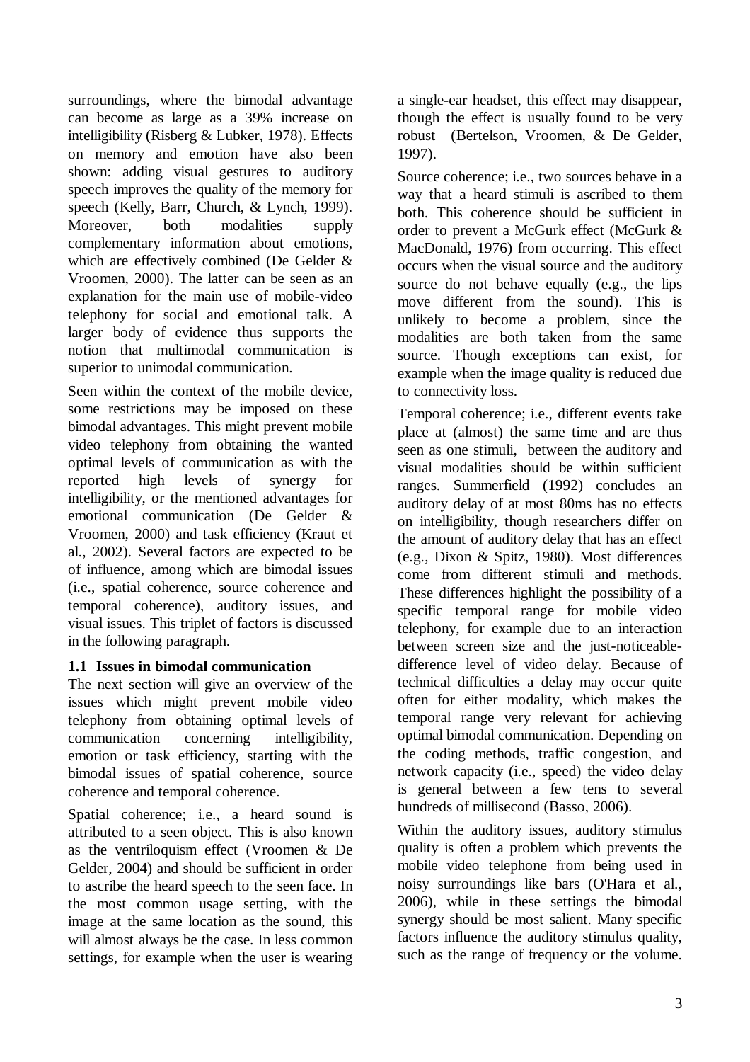surroundings, where the bimodal advantage can become as large as a 39% increase on intelligibility (Risberg & Lubker, 1978). Effects on memory and emotion have also been shown: adding visual gestures to auditory speech improves the quality of the memory for speech (Kelly, Barr, Church, & Lynch, 1999). Moreover, both modalities supply complementary information about emotions, which are effectively combined (De Gelder & Vroomen, 2000). The latter can be seen as an explanation for the main use of mobile-video telephony for social and emotional talk. A larger body of evidence thus supports the notion that multimodal communication is superior to unimodal communication.

Seen within the context of the mobile device, some restrictions may be imposed on these bimodal advantages. This might prevent mobile video telephony from obtaining the wanted optimal levels of communication as with the reported high levels of synergy for intelligibility, or the mentioned advantages for emotional communication (De Gelder & Vroomen, 2000) and task efficiency (Kraut et al., 2002). Several factors are expected to be of influence, among which are bimodal issues (i.e., spatial coherence, source coherence and temporal coherence), auditory issues, and visual issues. This triplet of factors is discussed in the following paragraph.

### 1.1 Issues in bimodal communication

The next section will give an overview of the issues which might prevent mobile video telephony from obtaining optimal levels of communication concerning intelligibility, emotion or task efficiency, starting with the bimodal issues of spatial coherence, source coherence and temporal coherence.

Spatial coherence; i.e., a heard sound is attributed to a seen object. This is also known as the ventriloquism effect (Vroomen & De Gelder, 2004) and should be sufficient in order to ascribe the heard speech to the seen face. In the most common usage setting, with the image at the same location as the sound, this will almost always be the case. In less common settings, for example when the user is wearing a single-ear headset, this effect may disappear, though the effect is usually found to be very robust (Bertelson, Vroomen, & De Gelder, 1997).

Source coherence; i.e., two sources behave in a way that a heard stimuli is ascribed to them both. This coherence should be sufficient in order to prevent a McGurk effect (McGurk & MacDonald, 1976) from occurring. This effect occurs when the visual source and the auditory source do not behave equally (e.g., the lips move different from the sound). This is unlikely to become a problem, since the modalities are both taken from the same source. Though exceptions can exist, for example when the image quality is reduced due to connectivity loss.

Temporal coherence; i.e., different events take place at (almost) the same time and are thus seen as one stimuli, between the auditory and visual modalities should be within sufficient ranges. Summerfield (1992) concludes an auditory delay of at most 80ms has no effects on intelligibility, though researchers differ on the amount of auditory delay that has an effect (e.g., Dixon & Spitz, 1980). Most differences come from different stimuli and methods. These differences highlight the possibility of a specific temporal range for mobile video telephony, for example due to an interaction between screen size and the just-noticeable-difference level of video delay. Because of technical difficulties a delay may occur quite often for either modality, which makes the temporal range very relevant for achieving optimal bimodal communication. Depending on the coding methods, traffic congestion, and network capacity (i.e., speed) the video delay is general between a few tens to several hundreds of millisecond (Basso, 2006).

Within the auditory issues, auditory stimulus quality is often a problem which prevents the mobile video telephone from being used in noisy surroundings like bars (O'Hara et al., 2006), while in these settings the bimodal synergy should be most salient. Many specific factors influence the auditory stimulus quality, such as the range of frequency or the volume.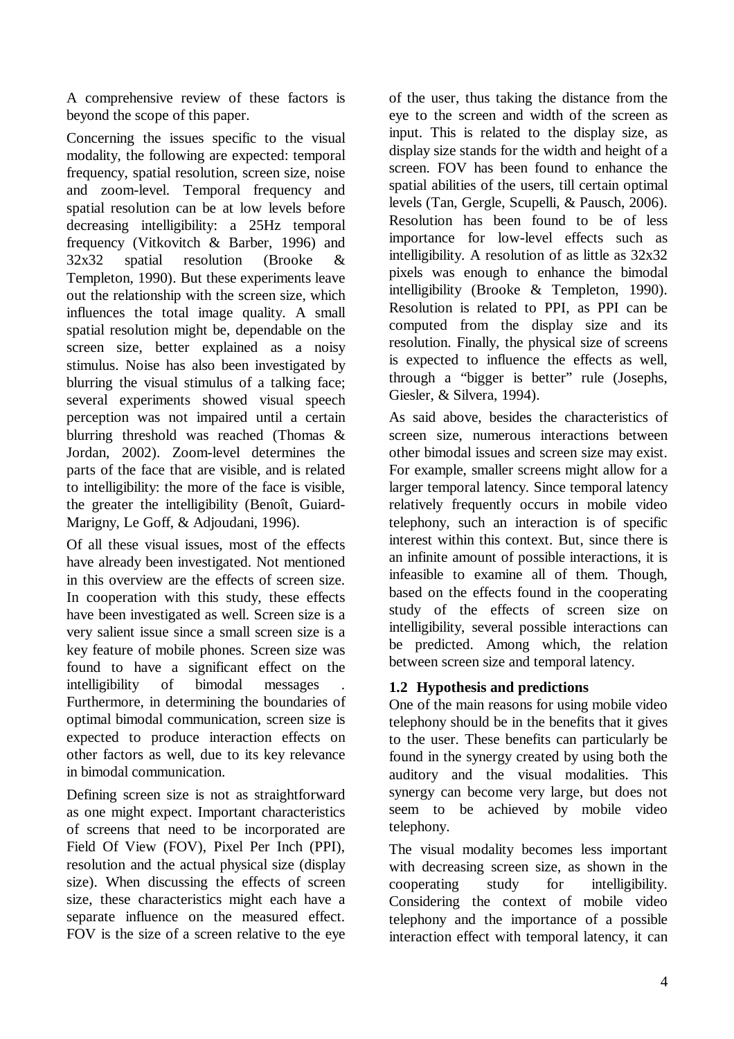A comprehensive review of these factors is beyond the scope of this paper.

Concerning the issues specific to the visual modality, the following are expected: temporal frequency, spatial resolution, screen size, noise and zoom-level. Temporal frequency and spatial resolution can be at low levels before decreasing intelligibility: a 25Hz temporal frequency (Vitkovitch & Barber, 1996) and 32x32 spatial resolution (Brooke & Templeton, 1990). But these experiments leave out the relationship with the screen size, which influences the total image quality. A small spatial resolution might be, dependable on the screen size, better explained as a noisy stimulus. Noise has also been investigated by blurring the visual stimulus of a talking face; several experiments showed visual speech perception was not impaired until a certain blurring threshold was reached (Thomas & Jordan, 2002). Zoom-level determines the parts of the face that are visible, and is related to intelligibility: the more of the face is visible, the greater the intelligibility (Benoît, Guiard-Marigny, Le Goff, & Adjoudani, 1996).

Of all these visual issues, most of the effects have already been investigated. Not mentioned in this overview are the effects of screen size. In cooperation with this study, these effects have been investigated as well. Screen size is a very salient issue since a small screen size is a key feature of mobile phones. Screen size was found to have a significant effect on the intelligibility of bimodal messages . Furthermore, in determining the boundaries of optimal bimodal communication, screen size is expected to produce interaction effects on other factors as well, due to its key relevance in bimodal communication.

Defining screen size is not as straightforward as one might expect. Important characteristics of screens that need to be incorporated are Field Of View (FOV), Pixel Per Inch (PPI), resolution and the actual physical size (display size). When discussing the effects of screen size, these characteristics might each have a separate influence on the measured effect. FOV is the size of a screen relative to the eye of the user, thus taking the distance from the eye to the screen and width of the screen as input. This is related to the display size, as display size stands for the width and height of a screen. FOV has been found to enhance the spatial abilities of the users, till certain optimal levels (Tan, Gergle, Scupelli, & Pausch, 2006). Resolution has been found to be of less importance for low-level effects such as intelligibility. A resolution of as little as 32x32 pixels was enough to enhance the bimodal intelligibility (Brooke & Templeton, 1990). Resolution is related to PPI, as PPI can be computed from the display size and its resolution. Finally, the physical size of screens is expected to influence the effects as well, through a "bigger is better" rule (Josephs, Giesler, & Silvera, 1994).

As said above, besides the characteristics of screen size, numerous interactions between other bimodal issues and screen size may exist. For example, smaller screens might allow for a larger temporal latency. Since temporal latency relatively frequently occurs in mobile video telephony, such an interaction is of specific interest within this context. But, since there is an infinite amount of possible interactions, it is infeasible to examine all of them. Though, based on the effects found in the cooperating study of the effects of screen size on intelligibility, several possible interactions can be predicted. Among which, the relation between screen size and temporal latency.

### 1.2 Hypothesis and predictions

One of the main reasons for using mobile video telephony should be in the benefits that it gives to the user. These benefits can particularly be found in the synergy created by using both the auditory and the visual modalities. This synergy can become very large, but does not seem to be achieved by mobile video telephony.

The visual modality becomes less important with decreasing screen size, as shown in the cooperating study for intelligibility. Considering the context of mobile video telephony and the importance of a possible interaction effect with temporal latency, it can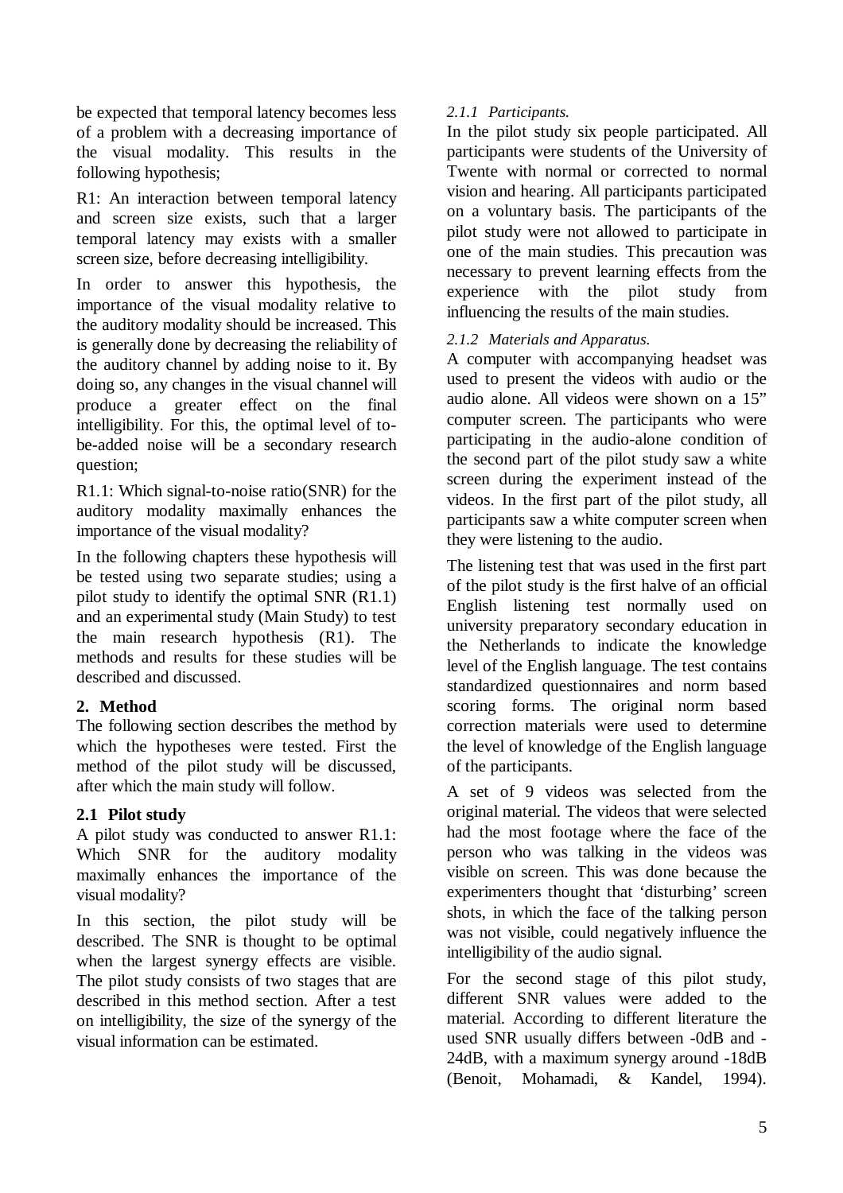be expected that temporal latency becomes less of a problem with a decreasing importance of the visual modality. This results in the following hypothesis;

R1: An interaction between temporal latency and screen size exists, such that a larger temporal latency may exists with a smaller screen size, before decreasing intelligibility.

In order to answer this hypothesis, the importance of the visual modality relative to the auditory modality should be increased. This is generally done by decreasing the reliability of the auditory channel by adding noise to it. By doing so, any changes in the visual channel will produce a greater effect on the final intelligibility. For this, the optimal level of to-be-added noise will be a secondary research question;

R1.1: Which signal-to-noise ratio(SNR) for the auditory modality maximally enhances the importance of the visual modality?

In the following chapters these hypothesis will be tested using two separate studies; using a pilot study to identify the optimal SNR (R1.1) and an experimental study (Main Study) to test the main research hypothesis (R1). The methods and results for these studies will be described and discussed.

## 2. Method

The following section describes the method by which the hypotheses were tested. First the method of the pilot study will be discussed, after which the main study will follow.

### 2.1 Pilot study

A pilot study was conducted to answer R1.1: Which SNR for the auditory modality maximally enhances the importance of the visual modality?

In this section, the pilot study will be described. The SNR is thought to be optimal when the largest synergy effects are visible. The pilot study consists of two stages that are described in this method section. After a test on intelligibility, the size of the synergy of the visual information can be estimated.

#### *2.1.1 Participants.*

In the pilot study six people participated. All participants were students of the University of Twente with normal or corrected to normal vision and hearing. All participants participated on a voluntary basis. The participants of the pilot study were not allowed to participate in one of the main studies. This precaution was necessary to prevent learning effects from the experience with the pilot study from influencing the results of the main studies.

#### *2.1.2 Materials and Apparatus.*

A computer with accompanying headset was used to present the videos with audio or the audio alone. All videos were shown on a 15" computer screen. The participants who were participating in the audio-alone condition of the second part of the pilot study saw a white screen during the experiment instead of the videos. In the first part of the pilot study, all participants saw a white computer screen when they were listening to the audio.

The listening test that was used in the first part of the pilot study is the first half of an official English listening test normally used on university preparatory secondary education in the Netherlands to indicate the knowledge level of the English language. The test contains standardized questionnaires and norm based scoring forms. The original norm based correction materials were used to determine the level of knowledge of the English language of the participants.

A set of 9 videos was selected from the original material. The videos that were selected had the most footage where the face of the person who was talking in the videos was visible on screen. This was done because the experimenters thought that 'disturbing' screen shots, in which the face of the talking person was not visible, could negatively influence the intelligibility of the audio signal.

For the second stage of this pilot study, different SNR values were added to the material. According to different literature the used SNR usually differs between -0dB and -24dB, with a maximum synergy around -18dB (Benoit, Mohamadi, & Kandel, 1994).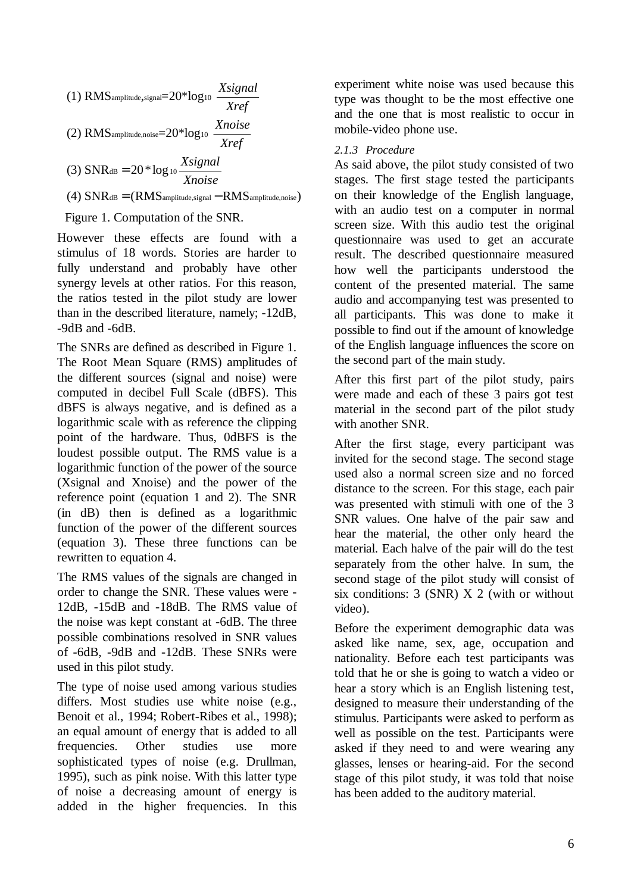$$(1)\ RMS_{amplitude,signal} = 20 * \log_{10} \frac{Xsignal}{Xref}$$

$$(2)\ RMS_{amplitude,noise} = 20 * \log_{10} \frac{Xnoise}{Xref}$$

$$(3)\ SNR_{dB} = 20 * \log_{10} \frac{Xsignal}{Xnoise}$$

$$(4)\ SNR_{dB} = (RMS_{amplitude,signal} - RMS_{amplitude,noise})$$

Figure 1. Computation of the SNR.

However these effects are found with a stimulus of 18 words. Stories are harder to fully understand and probably have other synergy levels at other ratios. For this reason, the ratios tested in the pilot study are lower than in the described literature, namely; -12dB, -9dB and -6dB.

The SNRs are defined as described in Figure 1. The Root Mean Square (RMS) amplitudes of the different sources (signal and noise) were computed in decibel Full Scale (dBFS). This dBFS is always negative, and is defined as a logarithmic scale with as reference the clipping point of the hardware. Thus, 0dBFS is the loudest possible output. The RMS value is a logarithmic function of the power of the source (Xsignal and Xnoise) and the power of the reference point (equation 1 and 2). The SNR (in dB) then is defined as a logarithmic function of the power of the different sources (equation 3). These three functions can be rewritten to equation 4.

The RMS values of the signals are changed in order to change the SNR. These values were -12dB, -15dB and -18dB. The RMS value of the noise was kept constant at -6dB. The three possible combinations resolved in SNR values of -6dB, -9dB and -12dB. These SNRs were used in this pilot study.

The type of noise used among various studies differs. Most studies use white noise (e.g., Benoit et al., 1994; Robert-Ribes et al., 1998); an equal amount of energy that is added to all frequencies. Other studies use more sophisticated types of noise (e.g. Drullman, 1995), such as pink noise. With this latter type of noise a decreasing amount of energy is added in the higher frequencies. In this experiment white noise was used because this type was thought to be the most effective one and the one that is most realistic to occur in mobile-video phone use.

#### *2.1.3 Procedure*

As said above, the pilot study consisted of two stages. The first stage tested the participants on their knowledge of the English language, with an audio test on a computer in normal screen size. With this audio test the original questionnaire was used to get an accurate result. The described questionnaire measured how well the participants understood the content of the presented material. The same audio and accompanying test was presented to all participants. This was done to make it possible to find out if the amount of knowledge of the English language influences the score on the second part of the main study.

After this first part of the pilot study, pairs were made and each of these 3 pairs got test material in the second part of the pilot study with another SNR.

After the first stage, every participant was invited for the second stage. The second stage used also a normal screen size and no forced distance to the screen. For this stage, each pair was presented with stimuli with one of the 3 SNR values. One halve of the pair saw and hear the material, the other only heard the material. Each halve of the pair will do the test separately from the other halve. In sum, the second stage of the pilot study will consist of six conditions: 3 (SNR) X 2 (with or without video).

Before the experiment demographic data was asked like name, sex, age, occupation and nationality. Before each test participants was told that he or she is going to watch a video or hear a story which is an English listening test, designed to measure their understanding of the stimulus. Participants were asked to perform as well as possible on the test. Participants were asked if they need to and were wearing any glasses, lenses or hearing-aid. For the second stage of this pilot study, it was told that noise has been added to the auditory material.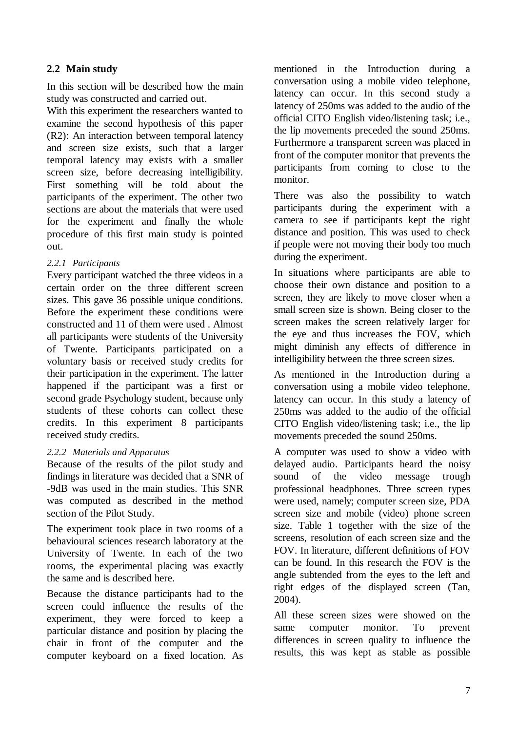## 2.2 Main study

In this section will be described how the main study was constructed and carried out.

With this experiment the researchers wanted to examine the second hypothesis of this paper (R2): An interaction between temporal latency and screen size exists, such that a larger temporal latency may exists with a smaller screen size, before decreasing intelligibility. First something will be told about the participants of the experiment. The other two sections are about the materials that were used for the experiment and finally the whole procedure of this first main study is pointed out.

### *2.2.1 Participants*

Every participant watched the three videos in a certain order on the three different screen sizes. This gave 36 possible unique conditions. Before the experiment these conditions were constructed and 11 of them were used . Almost all participants were students of the University of Twente. Participants participated on a voluntary basis or received study credits for their participation in the experiment. The latter happened if the participant was a first or second grade Psychology student, because only students of these cohorts can collect these credits. In this experiment 8 participants received study credits.

### *2.2.2 Materials and Apparatus*

Because of the results of the pilot study and findings in literature was decided that a SNR of -9dB was used in the main studies. This SNR was computed as described in the method section of the Pilot Study.

The experiment took place in two rooms of a behavioural sciences research laboratory at the University of Twente. In each of the two rooms, the experimental placing was exactly the same and is described here.

Because the distance participants had to the screen could influence the results of the experiment, they were forced to keep a particular distance and position by placing the chair in front of the computer and the computer keyboard on a fixed location. As mentioned in the Introduction during a conversation using a mobile video telephone, latency can occur. In this second study a latency of 250ms was added to the audio of the official CITO English video/listening task; i.e., the lip movements preceded the sound 250ms. Furthermore a transparent screen was placed in front of the computer monitor that prevents the participants from coming to close to the monitor.

There was also the possibility to watch participants during the experiment with a camera to see if participants kept the right distance and position. This was used to check if people were not moving their body too much during the experiment.

In situations where participants are able to choose their own distance and position to a screen, they are likely to move closer when a small screen size is shown. Being closer to the screen makes the screen relatively larger for the eye and thus increases the FOV, which might diminish any effects of difference in intelligibility between the three screen sizes.

As mentioned in the Introduction during a conversation using a mobile video telephone, latency can occur. In this study a latency of 250ms was added to the audio of the official CITO English video/listening task; i.e., the lip movements preceded the sound 250ms.

A computer was used to show a video with delayed audio. Participants heard the noisy sound of the video message trough professional headphones. Three screen types were used, namely; computer screen size, PDA screen size and mobile (video) phone screen size. Table 1 together with the size of the screens, resolution of each screen size and the FOV. In literature, different definitions of FOV can be found. In this research the FOV is the angle subtended from the eyes to the left and right edges of the displayed screen (Tan, 2004).

All these screen sizes were showed on the same computer monitor. To prevent differences in screen quality to influence the results, this was kept as stable as possible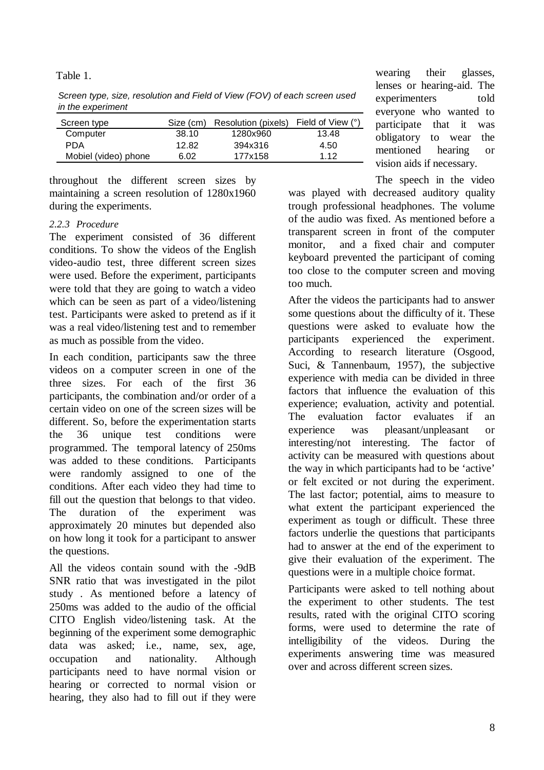Table 1.

*Screen type, size, resolution and Field of View (FOV) of each screen used in the experiment*

| Screen type | Size (cm) | Resolution (pixels) | Field of View (°) |
|---|---|---|---|
| Computer | 38.10 | 1280x960 | 13.48 |
| PDA | 12.82 | 394x316 | 4.50 |
| Mobiel (video) phone | 6.02 | 177x158 | 1.12 |

throughout the different screen sizes by maintaining a screen resolution of 1280x1960 during the experiments.

### *2.2.3 Procedure*

The experiment consisted of 36 different conditions. To show the videos of the English video-audio test, three different screen sizes were used. Before the experiment, participants were told that they are going to watch a video which can be seen as part of a video/listening test. Participants were asked to pretend as if it was a real video/listening test and to remember as much as possible from the video.

In each condition, participants saw the three videos on a computer screen in one of the three sizes. For each of the first 36 participants, the combination and/or order of a certain video on one of the screen sizes will be different. So, before the experimentation starts the 36 unique test conditions were programmed. The temporal latency of 250ms was added to these conditions. Participants were randomly assigned to one of the conditions. After each video they had time to fill out the question that belongs to that video. The duration of the experiment was approximately 20 minutes but depended also on how long it took for a participant to answer the questions.

All the videos contain sound with the -9dB SNR ratio that was investigated in the pilot study . As mentioned before a latency of 250ms was added to the audio of the official CITO English video/listening task. At the beginning of the experiment some demographic data was asked; i.e., name, sex, age, occupation and nationality. Although participants need to have normal vision or hearing or corrected to normal vision or hearing, they also had to fill out if they were wearing their glasses, lenses or hearing-aid. The experimenters told everyone who wanted to participate that it was obligatory to wear the mentioned hearing or vision aids if necessary.

The speech in the video was played with decreased auditory quality trough professional headphones. The volume of the audio was fixed. As mentioned before a transparent screen in front of the computer monitor, and a fixed chair and computer keyboard prevented the participant of coming too close to the computer screen and moving too much.

After the videos the participants had to answer some questions about the difficulty of it. These questions were asked to evaluate how the participants experienced the experiment. According to research literature (Osgood, Suci, & Tannenbaum, 1957), the subjective experience with media can be divided in three factors that influence the evaluation of this experience; evaluation, activity and potential. The evaluation factor evaluates if an experience was pleasant/unpleasant or interesting/not interesting. The factor of activity can be measured with questions about the way in which participants had to be 'active' or felt excited or not during the experiment. The last factor; potential, aims to measure to what extent the participant experienced the experiment as tough or difficult. These three factors underlie the questions that participants had to answer at the end of the experiment to give their evaluation of the experiment. The questions were in a multiple choice format.

Participants were asked to tell nothing about the experiment to other students. The test results, rated with the original CITO scoring forms, were used to determine the rate of intelligibility of the videos. During the experiments answering time was measured over and across different screen sizes.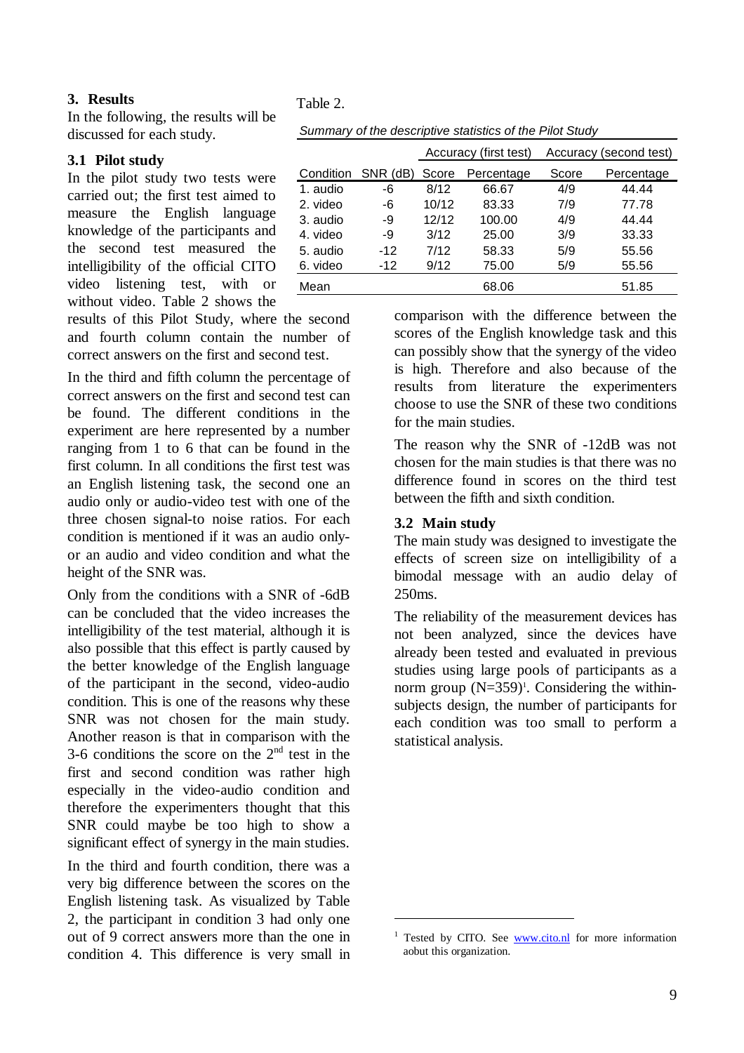## 3. Results

In the following, the results will be discussed for each study.

### 3.1 Pilot study

In the pilot study two tests were carried out; the first test aimed to measure the English language knowledge of the participants and the second test measured the intelligibility of the official CITO video listening test, with or without video. Table 2 shows the results of this Pilot Study, where the second and fourth column contain the number of correct answers on the first and second test.

Table 2.

*Summary of the descriptive statistics of the Pilot Study*

| | | Accuracy (first test) | | Accuracy (second test) | |
|---|---|---|---|---|---|
| Condition | SNR (dB) | Score | Percentage | Score | Percentage |
| 1. audio | -6 | 8/12 | 66.67 | 4/9 | 44.44 |
| 2. video | -6 | 10/12 | 83.33 | 7/9 | 77.78 |
| 3. audio | -9 | 12/12 | 100.00 | 4/9 | 44.44 |
| 4. video | -9 | 3/12 | 25.00 | 3/9 | 33.33 |
| 5. audio | -12 | 7/12 | 58.33 | 5/9 | 55.56 |
| 6. video | -12 | 9/12 | 75.00 | 5/9 | 55.56 |
| Mean | | | 68.06 | | 51.85 |

In the third and fifth column the percentage of correct answers on the first and second test can be found. The different conditions in the experiment are here represented by a number ranging from 1 to 6 that can be found in the first column. In all conditions the first test was an English listening task, the second one an audio only or audio-video test with one of the three chosen signal-to noise ratios. For each condition is mentioned if it was an audio only- or an audio and video condition and what the height of the SNR was.

Only from the conditions with a SNR of -6dB can be concluded that the video increases the intelligibility of the test material, although it is also possible that this effect is partly caused by the better knowledge of the English language of the participant in the second, video-audio condition. This is one of the reasons why these SNR was not chosen for the main study. Another reason is that in comparison with the 3-6 conditions the score on the 2nd test in the first and second condition was rather high especially in the video-audio condition and therefore the experimenters thought that this SNR could maybe be too high to show a significant effect of synergy in the main studies.

In the third and fourth condition, there was a very big difference between the scores on the English listening task. As visualized by Table 2, the participant in condition 3 had only one out of 9 correct answers more than the one in condition 4. This difference is very small in comparison with the difference between the scores of the English knowledge task and this can possibly show that the synergy of the video is high. Therefore and also because of the results from literature the experimenters choose to use the SNR of these two conditions for the main studies.

The reason why the SNR of -12dB was not chosen for the main studies is that there was no difference found in scores on the third test between the fifth and sixth condition.

### 3.2 Main study

The main study was designed to investigate the effects of screen size on intelligibility of a bimodal message with an audio delay of 250ms.

The reliability of the measurement devices has not been analyzed, since the devices have already been tested and evaluated in previous studies using large pools of participants as a norm group (N=359)[1]. Considering the within-subjects design, the number of participants for each condition was too small to perform a statistical analysis.

---

[1] Tested by CITO. See www.cito.nl for more information aobut this organization.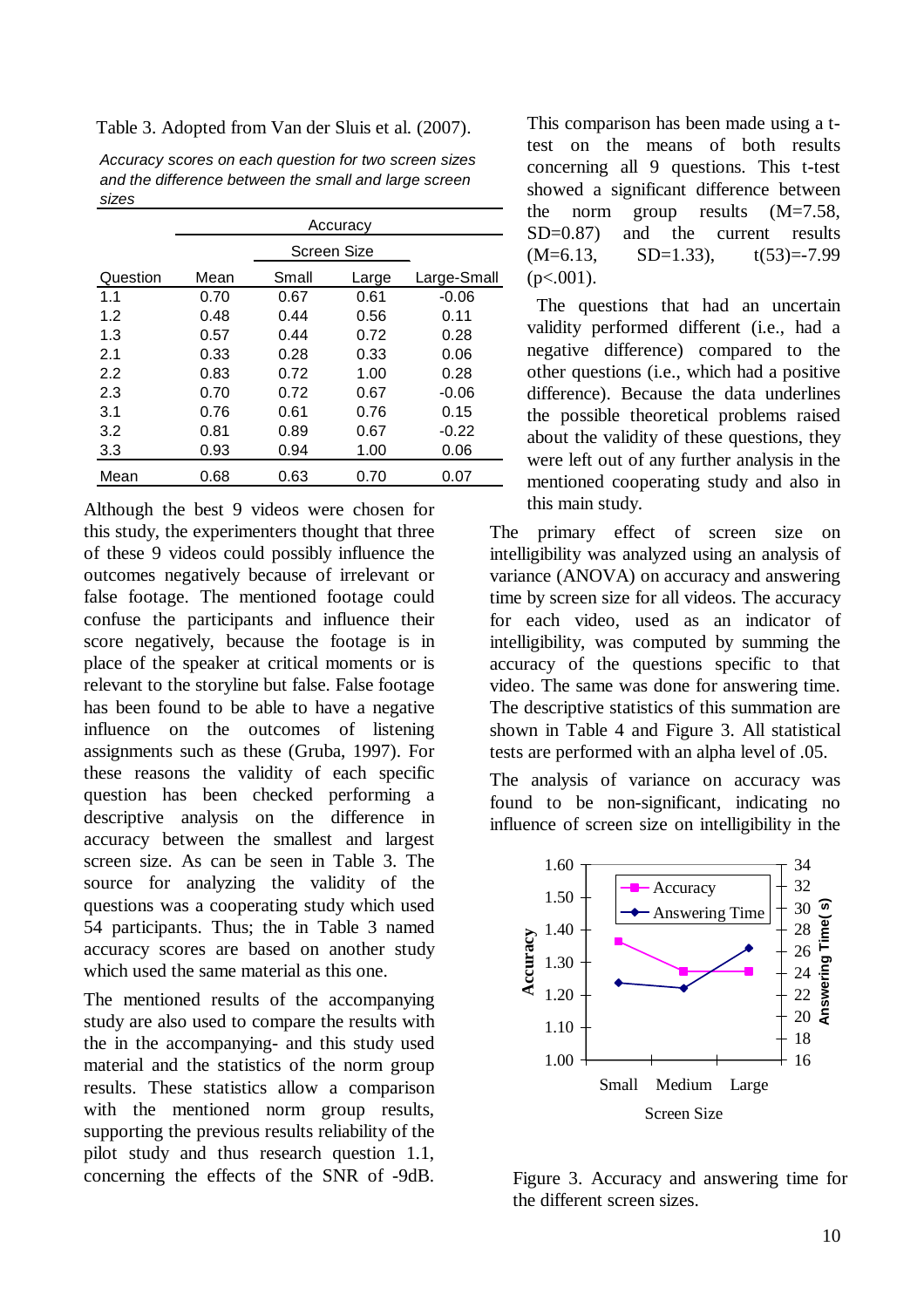Table 3. Adopted from Van der Sluis et al. (2007).

*Accuracy scores on each question for two screen sizes and the difference between the small and large screen sizes*

| | Accuracy | | | |
|---|---|---|---|---|
| | | Screen Size | | |
| Question | Mean | Small | Large | Large-Small |
| 1.1 | 0.70 | 0.67 | 0.61 | -0.06 |
| 1.2 | 0.48 | 0.44 | 0.56 | 0.11 |
| 1.3 | 0.57 | 0.44 | 0.72 | 0.28 |
| 2.1 | 0.33 | 0.28 | 0.33 | 0.06 |
| 2.2 | 0.83 | 0.72 | 1.00 | 0.28 |
| 2.3 | 0.70 | 0.72 | 0.67 | -0.06 |
| 3.1 | 0.76 | 0.61 | 0.76 | 0.15 |
| 3.2 | 0.81 | 0.89 | 0.67 | -0.22 |
| 3.3 | 0.93 | 0.94 | 1.00 | 0.06 |
| Mean | 0.68 | 0.63 | 0.70 | 0.07 |

Although the best 9 videos were chosen for this study, the experimenters thought that three of these 9 videos could possibly influence the outcomes negatively because of irrelevant or false footage. The mentioned footage could confuse the participants and influence their score negatively, because the footage is in place of the speaker at critical moments or is relevant to the storyline but false. False footage has been found to be able to have a negative influence on the outcomes of listening assignments such as these (Gruba, 1997). For these reasons the validity of each specific question has been checked performing a descriptive analysis on the difference in accuracy between the smallest and largest screen size. As can be seen in Table 3. The source for analyzing the validity of the questions was a cooperating study which used 54 participants. Thus; the in Table 3 named accuracy scores are based on another study which used the same material as this one.

The mentioned results of the accompanying study are also used to compare the results with the in the accompanying- and this study used material and the statistics of the norm group results. These statistics allow a comparison with the mentioned norm group results, supporting the previous results reliability of the pilot study and thus research question 1.1, concerning the effects of the SNR of -9dB. This comparison has been made using a t-test on the means of both results concerning all 9 questions. This t-test showed a significant difference between the norm group results (M=7.58, SD=0.87) and the current results (M=6.13, SD=1.33), $t(53)=-7.99$ ($p<.001$).

The questions that had an uncertain validity performed different (i.e., had a negative difference) compared to the other questions (i.e., which had a positive difference). Because the data underlines the possible theoretical problems raised about the validity of these questions, they were left out of any further analysis in the mentioned cooperating study and also in this main study.

The primary effect of screen size on intelligibility was analyzed using an analysis of variance (ANOVA) on accuracy and answering time by screen size for all videos. The accuracy for each video, used as an indicator of intelligibility, was computed by summing the accuracy of the questions specific to that video. The same was done for answering time. The descriptive statistics of this summation are shown in Table 4 and Figure 3. All statistical tests are performed with an alpha level of .05.

The analysis of variance on accuracy was found to be non-significant, indicating no influence of screen size on intelligibility in the

Figure 3. Accuracy and answering time for the different screen sizes.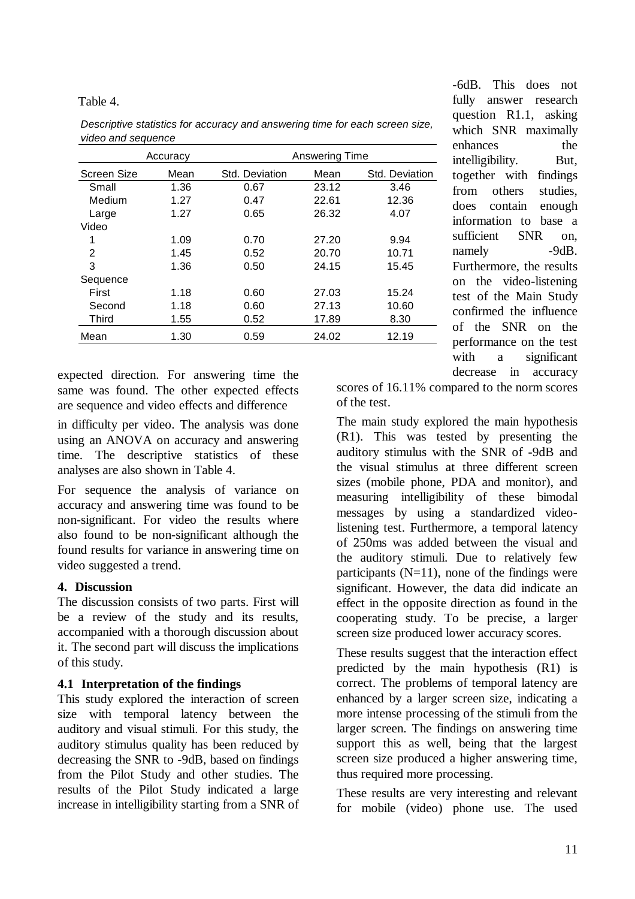Table 4.

*Descriptive statistics for accuracy and answering time for each screen size, video and sequence*

| | Accuracy | | Answering Time | |
|---|---|---|---|---|
| Screen Size | Mean | Std. Deviation | Mean | Std. Deviation |
| Small | 1.36 | 0.67 | 23.12 | 3.46 |
| Medium | 1.27 | 0.47 | 22.61 | 12.36 |
| Large | 1.27 | 0.65 | 26.32 | 4.07 |
| Video | | | | |
| 1 | 1.09 | 0.70 | 27.20 | 9.94 |
| 2 | 1.45 | 0.52 | 20.70 | 10.71 |
| 3 | 1.36 | 0.50 | 24.15 | 15.45 |
| Sequence | | | | |
| First | 1.18 | 0.60 | 27.03 | 15.24 |
| Second | 1.18 | 0.60 | 27.13 | 10.60 |
| Third | 1.55 | 0.52 | 17.89 | 8.30 |
| Mean | 1.30 | 0.59 | 24.02 | 12.19 |

expected direction. For answering time the same was found. The other expected effects are sequence and video effects and difference in difficulty per video. The analysis was done using an ANOVA on accuracy and answering time. The descriptive statistics of these analyses are also shown in Table 4.

For sequence the analysis of variance on accuracy and answering time was found to be non-significant. For video the results where also found to be non-significant although the found results for variance in answering time on video suggested a trend.

## 4. Discussion

The discussion consists of two parts. First will be a review of the study and its results, accompanied with a thorough discussion about it. The second part will discuss the implications of this study.

### 4.1 Interpretation of the findings

This study explored the interaction of screen size with temporal latency between the auditory and visual stimuli. For this study, the auditory stimulus quality has been reduced by decreasing the SNR to -9dB, based on findings from the Pilot Study and other studies. The results of the Pilot Study indicated a large increase in intelligibility starting from a SNR of -6dB. This does not fully answer research question R1.1, asking which SNR maximally enhances the intelligibility. But, together with findings from others studies, does contain enough information to base a sufficient SNR on, namely -9dB. Furthermore, the results on the video-listening test of the Main Study confirmed the influence of the SNR on the performance on the test with a significant decrease in accuracy scores of 16.11% compared to the norm scores of the test.

The main study explored the main hypothesis (R1). This was tested by presenting the auditory stimulus with the SNR of -9dB and the visual stimulus at three different screen sizes (mobile phone, PDA and monitor), and measuring intelligibility of these bimodal messages by using a standardized video-listening test. Furthermore, a temporal latency of 250ms was added between the visual and the auditory stimuli. Due to relatively few participants (N=11), none of the findings were significant. However, the data did indicate an effect in the opposite direction as found in the cooperating study. To be precise, a larger screen size produced lower accuracy scores.

These results suggest that the interaction effect predicted by the main hypothesis (R1) is correct. The problems of temporal latency are enhanced by a larger screen size, indicating a more intense processing of the stimuli from the larger screen. The findings on answering time support this as well, being that the largest screen size produced a higher answering time, thus required more processing.

These results are very interesting and relevant for mobile (video) phone use. The used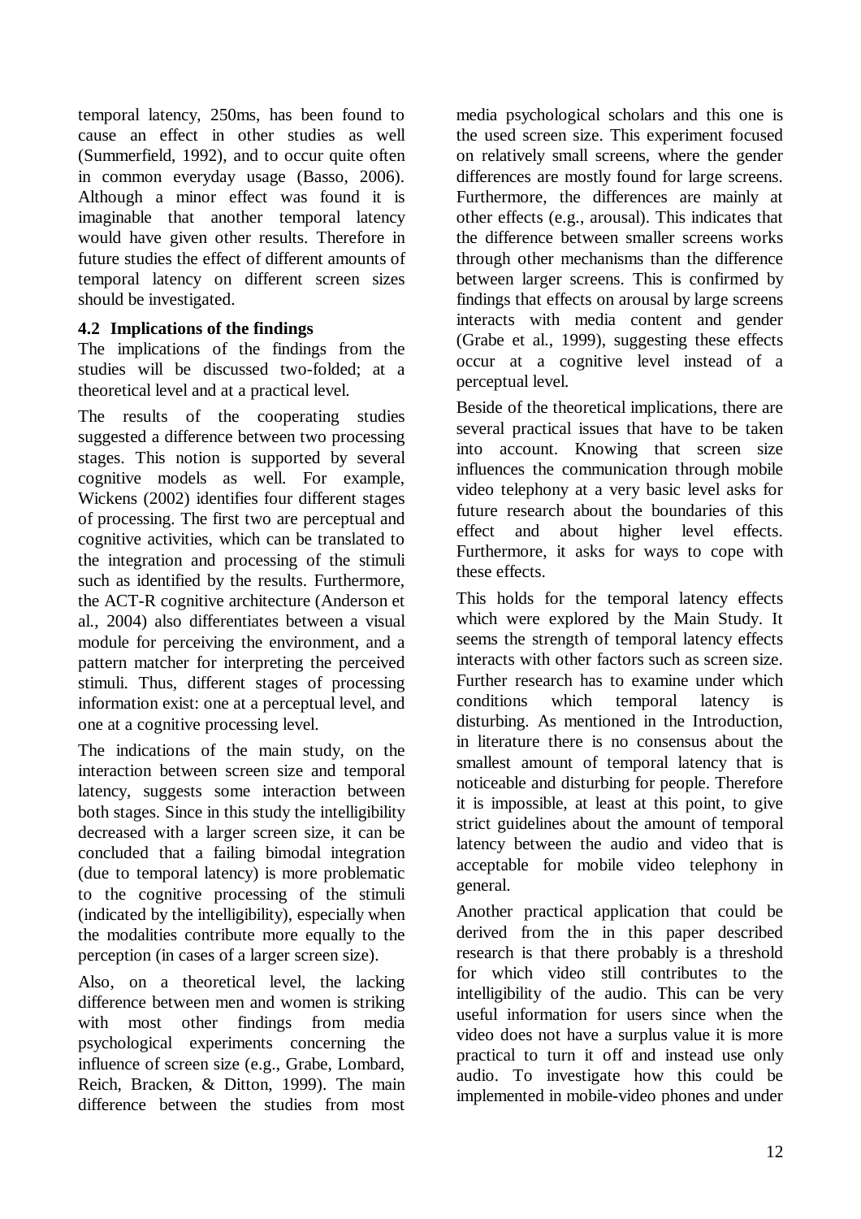temporal latency, 250ms, has been found to cause an effect in other studies as well (Summerfield, 1992), and to occur quite often in common everyday usage (Basso, 2006). Although a minor effect was found it is imaginable that another temporal latency would have given other results. Therefore in future studies the effect of different amounts of temporal latency on different screen sizes should be investigated.

### 4.2 Implications of the findings

The implications of the findings from the studies will be discussed two-folded; at a theoretical level and at a practical level.

The results of the cooperating studies suggested a difference between two processing stages. This notion is supported by several cognitive models as well. For example, Wickens (2002) identifies four different stages of processing. The first two are perceptual and cognitive activities, which can be translated to the integration and processing of the stimuli such as identified by the results. Furthermore, the ACT-R cognitive architecture (Anderson et al., 2004) also differentiates between a visual module for perceiving the environment, and a pattern matcher for interpreting the perceived stimuli. Thus, different stages of processing information exist: one at a perceptual level, and one at a cognitive processing level.

The indications of the main study, on the interaction between screen size and temporal latency, suggests some interaction between both stages. Since in this study the intelligibility decreased with a larger screen size, it can be concluded that a failing bimodal integration (due to temporal latency) is more problematic to the cognitive processing of the stimuli (indicated by the intelligibility), especially when the modalities contribute more equally to the perception (in cases of a larger screen size).

Also, on a theoretical level, the lacking difference between men and women is striking with most other findings from media psychological experiments concerning the influence of screen size (e.g., Grabe, Lombard, Reich, Bracken, & Ditton, 1999). The main difference between the studies from most media psychological scholars and this one is the used screen size. This experiment focused on relatively small screens, where the gender differences are mostly found for large screens. Furthermore, the differences are mainly at other effects (e.g., arousal). This indicates that the difference between smaller screens works through other mechanisms than the difference between larger screens. This is confirmed by findings that effects on arousal by large screens interacts with media content and gender (Grabe et al., 1999), suggesting these effects occur at a cognitive level instead of a perceptual level.

Beside of the theoretical implications, there are several practical issues that have to be taken into account. Knowing that screen size influences the communication through mobile video telephony at a very basic level asks for future research about the boundaries of this effect and about higher level effects. Furthermore, it asks for ways to cope with these effects.

This holds for the temporal latency effects which were explored by the Main Study. It seems the strength of temporal latency effects interacts with other factors such as screen size. Further research has to examine under which conditions which temporal latency is disturbing. As mentioned in the Introduction, in literature there is no consensus about the smallest amount of temporal latency that is noticeable and disturbing for people. Therefore it is impossible, at least at this point, to give strict guidelines about the amount of temporal latency between the audio and video that is acceptable for mobile video telephony in general.

Another practical application that could be derived from the in this paper described research is that there probably is a threshold for which video still contributes to the intelligibility of the audio. This can be very useful information for users since when the video does not have a surplus value it is more practical to turn it off and instead use only audio. To investigate how this could be implemented in mobile-video phones and under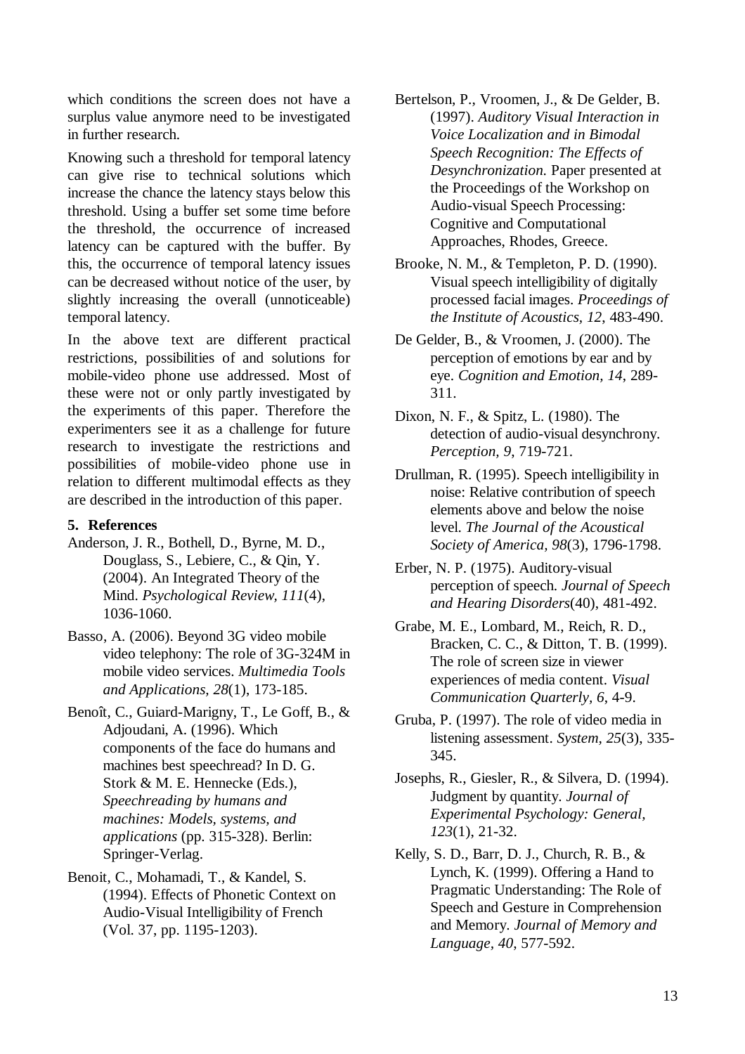which conditions the screen does not have a surplus value anymore need to be investigated in further research.

Knowing such a threshold for temporal latency can give rise to technical solutions which increase the chance the latency stays below this threshold. Using a buffer set some time before the threshold, the occurrence of increased latency can be captured with the buffer. By this, the occurrence of temporal latency issues can be decreased without notice of the user, by slightly increasing the overall (unnoticeable) temporal latency.

In the above text are different practical restrictions, possibilities of and solutions for mobile-video phone use addressed. Most of these were not or only partly investigated by the experiments of this paper. Therefore the experimenters see it as a challenge for future research to investigate the restrictions and possibilities of mobile-video phone use in relation to different multimodal effects as they are described in the introduction of this paper.

## 5. References

Anderson, J. R., Bothell, D., Byrne, M. D., Douglass, S., Lebiere, C., & Qin, Y. (2004). An Integrated Theory of the Mind. *Psychological Review, 111*(4), 1036-1060.

Basso, A. (2006). Beyond 3G video mobile video telephony: The role of 3G-324M in mobile video services. *Multimedia Tools and Applications, 28*(1), 173-185.

Benoît, C., Guiard-Marigny, T., Le Goff, B., & Adjoudani, A. (1996). Which components of the face do humans and machines best speechread? In D. G. Stork & M. E. Hennecke (Eds.), *Speechreading by humans and machines: Models, systems, and applications* (pp. 315-328). Berlin: Springer-Verlag.

Benoit, C., Mohamadi, T., & Kandel, S. (1994). Effects of Phonetic Context on Audio-Visual Intelligibility of French (Vol. 37, pp. 1195-1203).

Bertelson, P., Vroomen, J., & De Gelder, B. (1997). *Auditory Visual Interaction in Voice Localization and in Bimodal Speech Recognition: The Effects of Desynchronization.* Paper presented at the Proceedings of the Workshop on Audio-visual Speech Processing: Cognitive and Computational Approaches, Rhodes, Greece.

Brooke, N. M., & Templeton, P. D. (1990). Visual speech intelligibility of digitally processed facial images. *Proceedings of the Institute of Acoustics, 12*, 483-490.

De Gelder, B., & Vroomen, J. (2000). The perception of emotions by ear and by eye. *Cognition and Emotion, 14*, 289-311.

Dixon, N. F., & Spitz, L. (1980). The detection of audio-visual desynchrony. *Perception, 9*, 719-721.

Drullman, R. (1995). Speech intelligibility in noise: Relative contribution of speech elements above and below the noise level. *The Journal of the Acoustical Society of America, 98*(3), 1796-1798.

Erber, N. P. (1975). Auditory-visual perception of speech. *Journal of Speech and Hearing Disorders*(40), 481-492.

Grabe, M. E., Lombard, M., Reich, R. D., Bracken, C. C., & Ditton, T. B. (1999). The role of screen size in viewer experiences of media content. *Visual Communication Quarterly, 6*, 4-9.

Gruba, P. (1997). The role of video media in listening assessment. *System, 25*(3), 335-345.

Josephs, R., Giesler, R., & Silvera, D. (1994). Judgment by quantity. *Journal of Experimental Psychology: General, 123*(1), 21-32.

Kelly, S. D., Barr, D. J., Church, R. B., & Lynch, K. (1999). Offering a Hand to Pragmatic Understanding: The Role of Speech and Gesture in Comprehension and Memory. *Journal of Memory and Language, 40*, 577-592.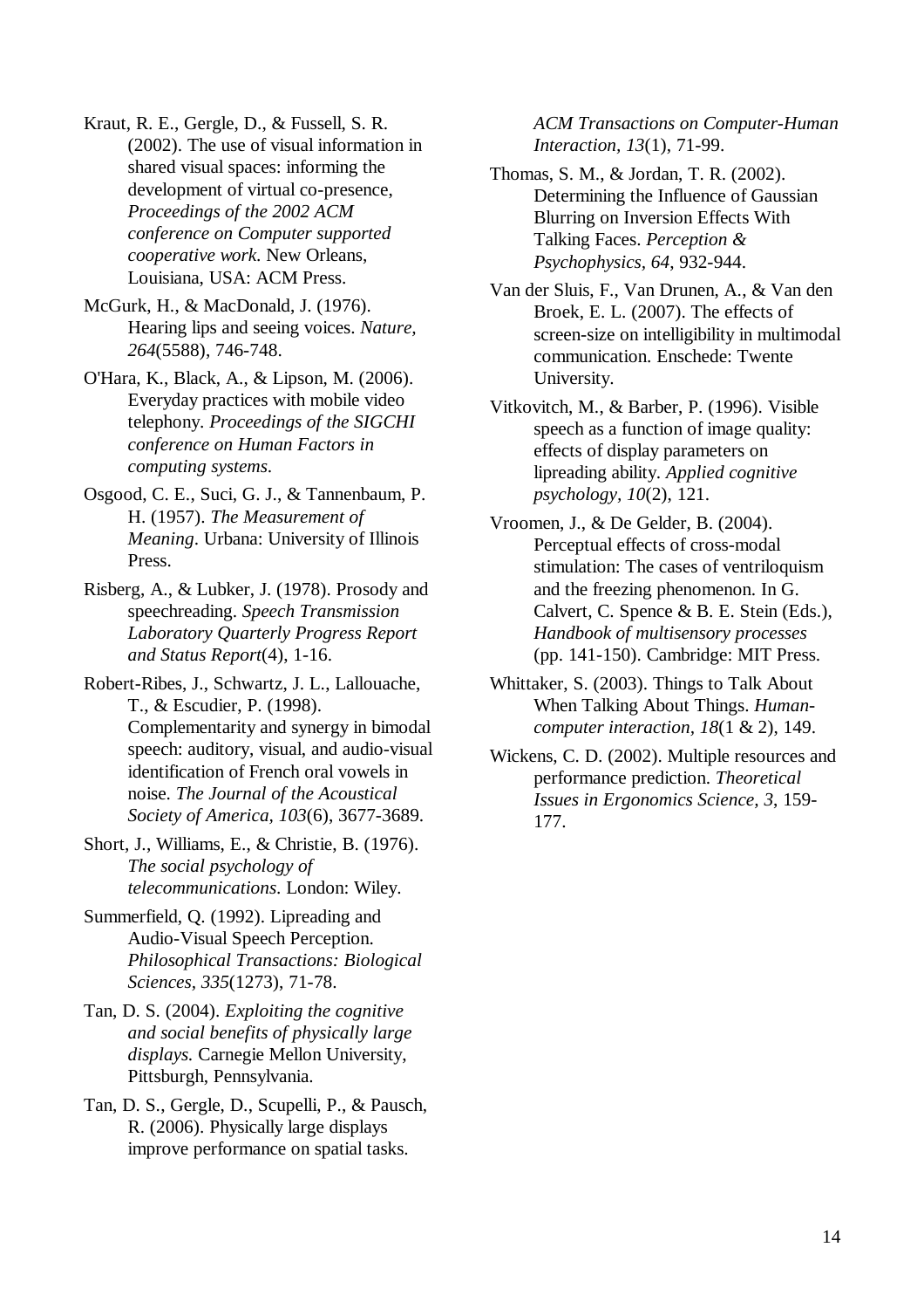Kraut, R. E., Gergle, D., & Fussell, S. R. (2002). The use of visual information in shared visual spaces: informing the development of virtual co-presence, *Proceedings of the 2002 ACM conference on Computer supported cooperative work*. New Orleans, Louisiana, USA: ACM Press.

McGurk, H., & MacDonald, J. (1976). Hearing lips and seeing voices. *Nature, 264*(5588), 746-748.

O'Hara, K., Black, A., & Lipson, M. (2006). Everyday practices with mobile video telephony. *Proceedings of the SIGCHI conference on Human Factors in computing systems*.

Osgood, C. E., Suci, G. J., & Tannenbaum, P. H. (1957). *The Measurement of Meaning*. Urbana: University of Illinois Press.

Risberg, A., & Lubker, J. (1978). Prosody and speechreading. *Speech Transmission Laboratory Quarterly Progress Report and Status Report*(4), 1-16.

Robert-Ribes, J., Schwartz, J. L., Lallouache, T., & Escudier, P. (1998). Complementarity and synergy in bimodal speech: auditory, visual, and audio-visual identification of French oral vowels in noise. *The Journal of the Acoustical Society of America, 103*(6), 3677-3689.

Short, J., Williams, E., & Christie, B. (1976). *The social psychology of telecommunications*. London: Wiley.

Summerfield, Q. (1992). Lipreading and Audio-Visual Speech Perception. *Philosophical Transactions: Biological Sciences, 335*(1273), 71-78.

Tan, D. S. (2004). *Exploiting the cognitive and social benefits of physically large displays.* Carnegie Mellon University, Pittsburgh, Pennsylvania.

Tan, D. S., Gergle, D., Scupelli, P., & Pausch, R. (2006). Physically large displays improve performance on spatial tasks. *ACM Transactions on Computer-Human Interaction, 13*(1), 71-99.

Thomas, S. M., & Jordan, T. R. (2002). Determining the Influence of Gaussian Blurring on Inversion Effects With Talking Faces. *Perception & Psychophysics, 64*, 932-944.

Van der Sluis, F., Van Drunen, A., & Van den Broek, E. L. (2007). The effects of screen-size on intelligibility in multimodal communication. Enschede: Twente University.

Vitkovitch, M., & Barber, P. (1996). Visible speech as a function of image quality: effects of display parameters on lipreading ability. *Applied cognitive psychology, 10*(2), 121.

Vroomen, J., & De Gelder, B. (2004). Perceptual effects of cross-modal stimulation: The cases of ventriloquism and the freezing phenomenon. In G. Calvert, C. Spence & B. E. Stein (Eds.), *Handbook of multisensory processes* (pp. 141-150). Cambridge: MIT Press.

Whittaker, S. (2003). Things to Talk About When Talking About Things. *Human-computer interaction, 18*(1 & 2), 149.

Wickens, C. D. (2002). Multiple resources and performance prediction. *Theoretical Issues in Ergonomics Science, 3*, 159-177.